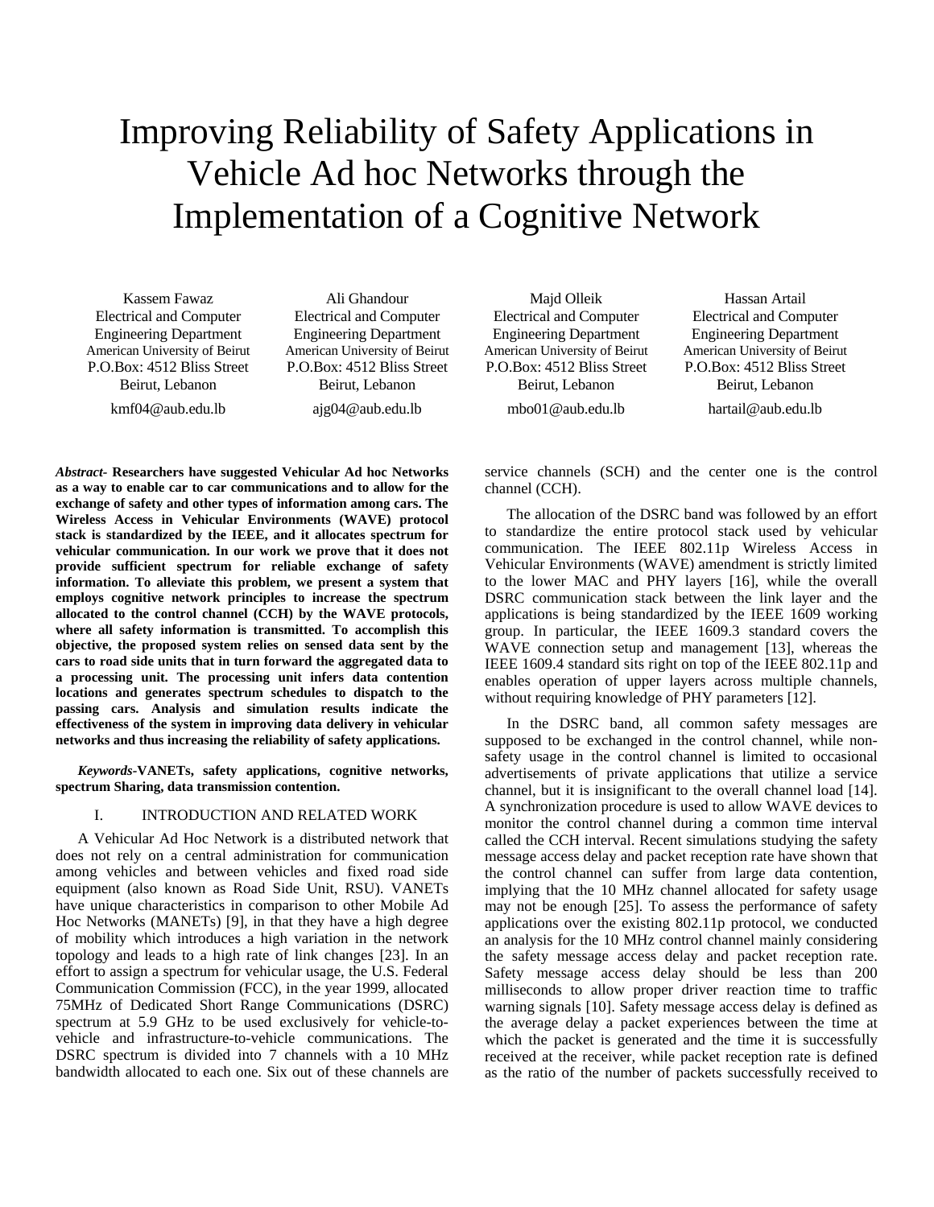# Improving Reliability of Safety Applications in Vehicle Ad hoc Networks through the Implementation of a Cognitive Network

Kassem Fawaz
Electrical and Computer Engineering Department
American University of Beirut
P.O.Box: 4512 Bliss Street
Beirut, Lebanon
kmf04@aub.edu.lb

Ali Ghandour
Electrical and Computer Engineering Department
American University of Beirut
P.O.Box: 4512 Bliss Street
Beirut, Lebanon
ajg04@aub.edu.lb

Majd Olleik
Electrical and Computer Engineering Department
American University of Beirut
P.O.Box: 4512 Bliss Street
Beirut, Lebanon
mbo01@aub.edu.lb

Hassan Artail
Electrical and Computer Engineering Department
American University of Beirut
P.O.Box: 4512 Bliss Street
Beirut, Lebanon
hartail@aub.edu.lb

***Abstract*- Researchers have suggested Vehicular Ad hoc Networks as a way to enable car to car communications and to allow for the exchange of safety and other types of information among cars. The Wireless Access in Vehicular Environments (WAVE) protocol stack is standardized by the IEEE, and it allocates spectrum for vehicular communication. In our work we prove that it does not provide sufficient spectrum for reliable exchange of safety information. To alleviate this problem, we present a system that employs cognitive network principles to increase the spectrum allocated to the control channel (CCH) by the WAVE protocols, where all safety information is transmitted. To accomplish this objective, the proposed system relies on sensed data sent by the cars to road side units that in turn forward the aggregated data to a processing unit. The processing unit infers data contention locations and generates spectrum schedules to dispatch to the passing cars. Analysis and simulation results indicate the effectiveness of the system in improving data delivery in vehicular networks and thus increasing the reliability of safety applications.**

***Keywords*-VANETs, safety applications, cognitive networks, spectrum Sharing, data transmission contention.**

## I. INTRODUCTION AND RELATED WORK

A Vehicular Ad Hoc Network is a distributed network that does not rely on a central administration for communication among vehicles and between vehicles and fixed road side equipment (also known as Road Side Unit, RSU). VANETs have unique characteristics in comparison to other Mobile Ad Hoc Networks (MANETs) [9], in that they have a high degree of mobility which introduces a high variation in the network topology and leads to a high rate of link changes [23]. In an effort to assign a spectrum for vehicular usage, the U.S. Federal Communication Commission (FCC), in the year 1999, allocated 75MHz of Dedicated Short Range Communications (DSRC) spectrum at 5.9 GHz to be used exclusively for vehicle-to-vehicle and infrastructure-to-vehicle communications. The DSRC spectrum is divided into 7 channels with a 10 MHz bandwidth allocated to each one. Six out of these channels are service channels (SCH) and the center one is the control channel (CCH).

The allocation of the DSRC band was followed by an effort to standardize the entire protocol stack used by vehicular communication. The IEEE 802.11p Wireless Access in Vehicular Environments (WAVE) amendment is strictly limited to the lower MAC and PHY layers [16], while the overall DSRC communication stack between the link layer and the applications is being standardized by the IEEE 1609 working group. In particular, the IEEE 1609.3 standard covers the WAVE connection setup and management [13], whereas the IEEE 1609.4 standard sits right on top of the IEEE 802.11p and enables operation of upper layers across multiple channels, without requiring knowledge of PHY parameters [12].

In the DSRC band, all common safety messages are supposed to be exchanged in the control channel, while non-safety usage in the control channel is limited to occasional advertisements of private applications that utilize a service channel, but it is insignificant to the overall channel load [14]. A synchronization procedure is used to allow WAVE devices to monitor the control channel during a common time interval called the CCH interval. Recent simulations studying the safety message access delay and packet reception rate have shown that the control channel can suffer from large data contention, implying that the 10 MHz channel allocated for safety usage may not be enough [25]. To assess the performance of safety applications over the existing 802.11p protocol, we conducted an analysis for the 10 MHz control channel mainly considering the safety message access delay and packet reception rate. Safety message access delay should be less than 200 milliseconds to allow proper driver reaction time to traffic warning signals [10]. Safety message access delay is defined as the average delay a packet experiences between the time at which the packet is generated and the time it is successfully received at the receiver, while packet reception rate is defined as the ratio of the number of packets successfully received to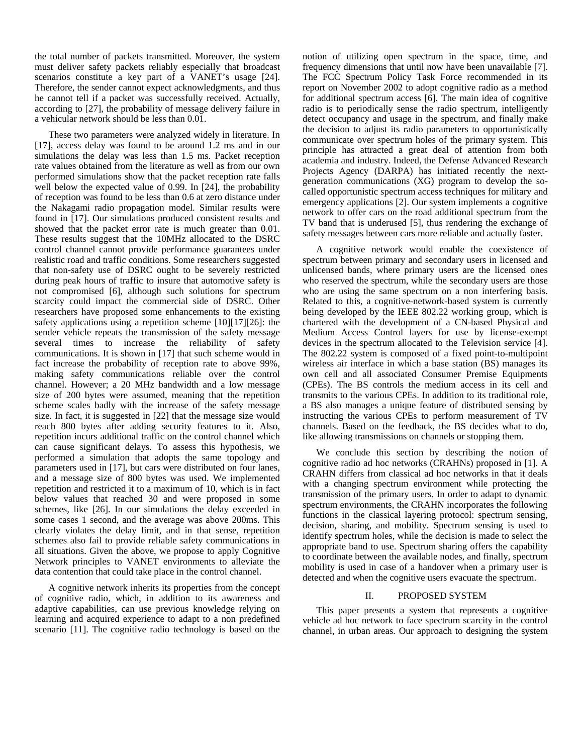the total number of packets transmitted. Moreover, the system must deliver safety packets reliably especially that broadcast scenarios constitute a key part of a VANET's usage [24]. Therefore, the sender cannot expect acknowledgments, and thus he cannot tell if a packet was successfully received. Actually, according to [27], the probability of message delivery failure in a vehicular network should be less than 0.01.

These two parameters were analyzed widely in literature. In [17], access delay was found to be around 1.2 ms and in our simulations the delay was less than 1.5 ms. Packet reception rate values obtained from the literature as well as from our own performed simulations show that the packet reception rate falls well below the expected value of 0.99. In [24], the probability of reception was found to be less than 0.6 at zero distance under the Nakagami radio propagation model. Similar results were found in [17]. Our simulations produced consistent results and showed that the packet error rate is much greater than 0.01. These results suggest that the 10MHz allocated to the DSRC control channel cannot provide performance guarantees under realistic road and traffic conditions. Some researchers suggested that non-safety use of DSRC ought to be severely restricted during peak hours of traffic to insure that automotive safety is not compromised [6], although such solutions for spectrum scarcity could impact the commercial side of DSRC. Other researchers have proposed some enhancements to the existing safety applications using a repetition scheme [10][17][26]: the sender vehicle repeats the transmission of the safety message several times to increase the reliability of safety communications. It is shown in [17] that such scheme would in fact increase the probability of reception rate to above 99%, making safety communications reliable over the control channel. However; a 20 MHz bandwidth and a low message size of 200 bytes were assumed, meaning that the repetition scheme scales badly with the increase of the safety message size. In fact, it is suggested in [22] that the message size would reach 800 bytes after adding security features to it. Also, repetition incurs additional traffic on the control channel which can cause significant delays. To assess this hypothesis, we performed a simulation that adopts the same topology and parameters used in [17], but cars were distributed on four lanes, and a message size of 800 bytes was used. We implemented repetition and restricted it to a maximum of 10, which is in fact below values that reached 30 and were proposed in some schemes, like [26]. In our simulations the delay exceeded in some cases 1 second, and the average was above 200ms. This clearly violates the delay limit, and in that sense, repetition schemes also fail to provide reliable safety communications in all situations. Given the above, we propose to apply Cognitive Network principles to VANET environments to alleviate the data contention that could take place in the control channel.

A cognitive network inherits its properties from the concept of cognitive radio, which, in addition to its awareness and adaptive capabilities, can use previous knowledge relying on learning and acquired experience to adapt to a non predefined scenario [11]. The cognitive radio technology is based on the notion of utilizing open spectrum in the space, time, and frequency dimensions that until now have been unavailable [7]. The FCC Spectrum Policy Task Force recommended in its report on November 2002 to adopt cognitive radio as a method for additional spectrum access [6]. The main idea of cognitive radio is to periodically sense the radio spectrum, intelligently detect occupancy and usage in the spectrum, and finally make the decision to adjust its radio parameters to opportunistically communicate over spectrum holes of the primary system. This principle has attracted a great deal of attention from both academia and industry. Indeed, the Defense Advanced Research Projects Agency (DARPA) has initiated recently the next-generation communications (XG) program to develop the so-called opportunistic spectrum access techniques for military and emergency applications [2]. Our system implements a cognitive network to offer cars on the road additional spectrum from the TV band that is underused [5], thus rendering the exchange of safety messages between cars more reliable and actually faster.

A cognitive network would enable the coexistence of spectrum between primary and secondary users in licensed and unlicensed bands, where primary users are the licensed ones who reserved the spectrum, while the secondary users are those who are using the same spectrum on a non interfering basis. Related to this, a cognitive-network-based system is currently being developed by the IEEE 802.22 working group, which is chartered with the development of a CN-based Physical and Medium Access Control layers for use by license-exempt devices in the spectrum allocated to the Television service [4]. The 802.22 system is composed of a fixed point-to-multipoint wireless air interface in which a base station (BS) manages its own cell and all associated Consumer Premise Equipments (CPEs). The BS controls the medium access in its cell and transmits to the various CPEs. In addition to its traditional role, a BS also manages a unique feature of distributed sensing by instructing the various CPEs to perform measurement of TV channels. Based on the feedback, the BS decides what to do, like allowing transmissions on channels or stopping them.

We conclude this section by describing the notion of cognitive radio ad hoc networks (CRAHNs) proposed in [1]. A CRAHN differs from classical ad hoc networks in that it deals with a changing spectrum environment while protecting the transmission of the primary users. In order to adapt to dynamic spectrum environments, the CRAHN incorporates the following functions in the classical layering protocol: spectrum sensing, decision, sharing, and mobility. Spectrum sensing is used to identify spectrum holes, while the decision is made to select the appropriate band to use. Spectrum sharing offers the capability to coordinate between the available nodes, and finally, spectrum mobility is used in case of a handover when a primary user is detected and when the cognitive users evacuate the spectrum.

## II. PROPOSED SYSTEM

This paper presents a system that represents a cognitive vehicle ad hoc network to face spectrum scarcity in the control channel, in urban areas. Our approach to designing the system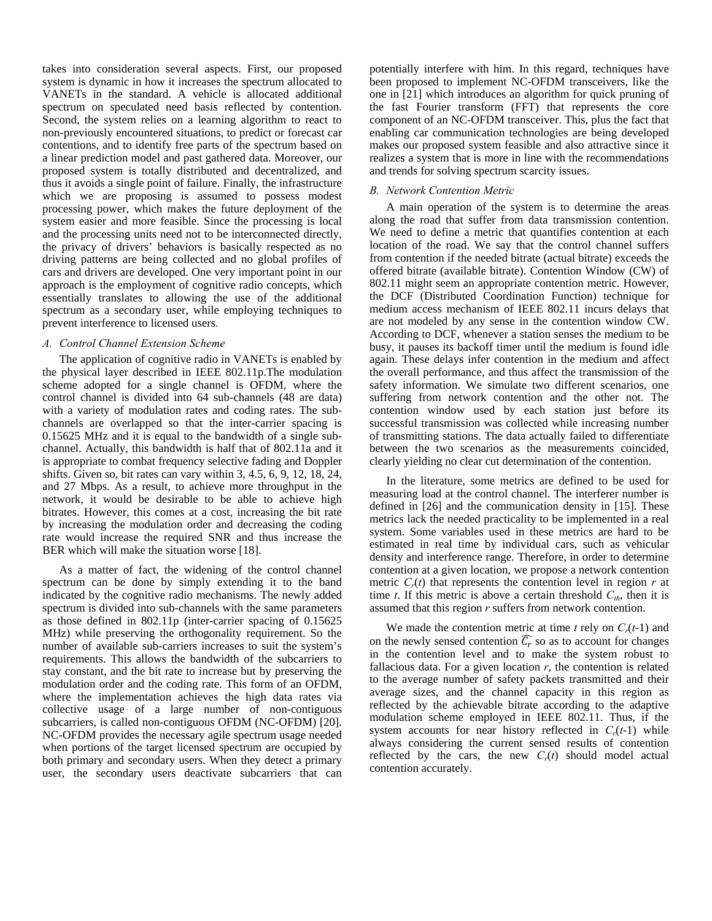takes into consideration several aspects. First, our proposed system is dynamic in how it increases the spectrum allocated to VANETs in the standard. A vehicle is allocated additional spectrum on speculated need basis reflected by contention. Second, the system relies on a learning algorithm to react to non-previously encountered situations, to predict or forecast car contentions, and to identify free parts of the spectrum based on a linear prediction model and past gathered data. Moreover, our proposed system is totally distributed and decentralized, and thus it avoids a single point of failure. Finally, the infrastructure which we are proposing is assumed to possess modest processing power, which makes the future deployment of the system easier and more feasible. Since the processing is local and the processing units need not to be interconnected directly, the privacy of drivers' behaviors is basically respected as no driving patterns are being collected and no global profiles of cars and drivers are developed. One very important point in our approach is the employment of cognitive radio concepts, which essentially translates to allowing the use of the additional spectrum as a secondary user, while employing techniques to prevent interference to licensed users.

### *A. Control Channel Extension Scheme*

The application of cognitive radio in VANETs is enabled by the physical layer described in IEEE 802.11p.The modulation scheme adopted for a single channel is OFDM, where the control channel is divided into 64 sub-channels (48 are data) with a variety of modulation rates and coding rates. The sub-channels are overlapped so that the inter-carrier spacing is 0.15625 MHz and it is equal to the bandwidth of a single sub-channel. Actually, this bandwidth is half that of 802.11a and it is appropriate to combat frequency selective fading and Doppler shifts. Given so, bit rates can vary within 3, 4.5, 6, 9, 12, 18, 24, and 27 Mbps. As a result, to achieve more throughput in the network, it would be desirable to be able to achieve high bitrates. However, this comes at a cost, increasing the bit rate by increasing the modulation order and decreasing the coding rate would increase the required SNR and thus increase the BER which will make the situation worse [18].

As a matter of fact, the widening of the control channel spectrum can be done by simply extending it to the band indicated by the cognitive radio mechanisms. The newly added spectrum is divided into sub-channels with the same parameters as those defined in 802.11p (inter-carrier spacing of 0.15625 MHz) while preserving the orthogonality requirement. So the number of available sub-carriers increases to suit the system's requirements. This allows the bandwidth of the subcarriers to stay constant, and the bit rate to increase but by preserving the modulation order and the coding rate. This form of an OFDM, where the implementation achieves the high data rates via collective usage of a large number of non-contiguous subcarriers, is called non-contiguous OFDM (NC-OFDM) [20]. NC-OFDM provides the necessary agile spectrum usage needed when portions of the target licensed spectrum are occupied by both primary and secondary users. When they detect a primary user, the secondary users deactivate subcarriers that can potentially interfere with him. In this regard, techniques have been proposed to implement NC-OFDM transceivers, like the one in [21] which introduces an algorithm for quick pruning of the fast Fourier transform (FFT) that represents the core component of an NC-OFDM transceiver. This, plus the fact that enabling car communication technologies are being developed makes our proposed system feasible and also attractive since it realizes a system that is more in line with the recommendations and trends for solving spectrum scarcity issues.

### *B. Network Contention Metric*

A main operation of the system is to determine the areas along the road that suffer from data transmission contention. We need to define a metric that quantifies contention at each location of the road. We say that the control channel suffers from contention if the needed bitrate (actual bitrate) exceeds the offered bitrate (available bitrate). Contention Window (CW) of 802.11 might seem an appropriate contention metric. However, the DCF (Distributed Coordination Function) technique for medium access mechanism of IEEE 802.11 incurs delays that are not modeled by any sense in the contention window CW. According to DCF, whenever a station senses the medium to be busy, it pauses its backoff timer until the medium is found idle again. These delays infer contention in the medium and affect the overall performance, and thus affect the transmission of the safety information. We simulate two different scenarios, one suffering from network contention and the other not. The contention window used by each station just before its successful transmission was collected while increasing number of transmitting stations. The data actually failed to differentiate between the two scenarios as the measurements coincided, clearly yielding no clear cut determination of the contention.

In the literature, some metrics are defined to be used for measuring load at the control channel. The interferer number is defined in [26] and the communication density in [15]. These metrics lack the needed practicality to be implemented in a real system. Some variables used in these metrics are hard to be estimated in real time by individual cars, such as vehicular density and interference range. Therefore, in order to determine contention at a given location, we propose a network contention metric $C_r(t)$ that represents the contention level in region $r$ at time $t$. If this metric is above a certain threshold $C_{th}$, then it is assumed that this region $r$ suffers from network contention.

We made the contention metric at time $t$ rely on $C_r(t\text{-}1)$ and on the newly sensed contention $\widehat{C_r}$ so as to account for changes in the contention level and to make the system robust to fallacious data. For a given location $r$, the contention is related to the average number of safety packets transmitted and their average sizes, and the channel capacity in this region as reflected by the achievable bitrate according to the adaptive modulation scheme employed in IEEE 802.11. Thus, if the system accounts for near history reflected in $C_r(t\text{-}1)$ while always considering the current sensed results of contention reflected by the cars, the new $C_r(t)$ should model actual contention accurately.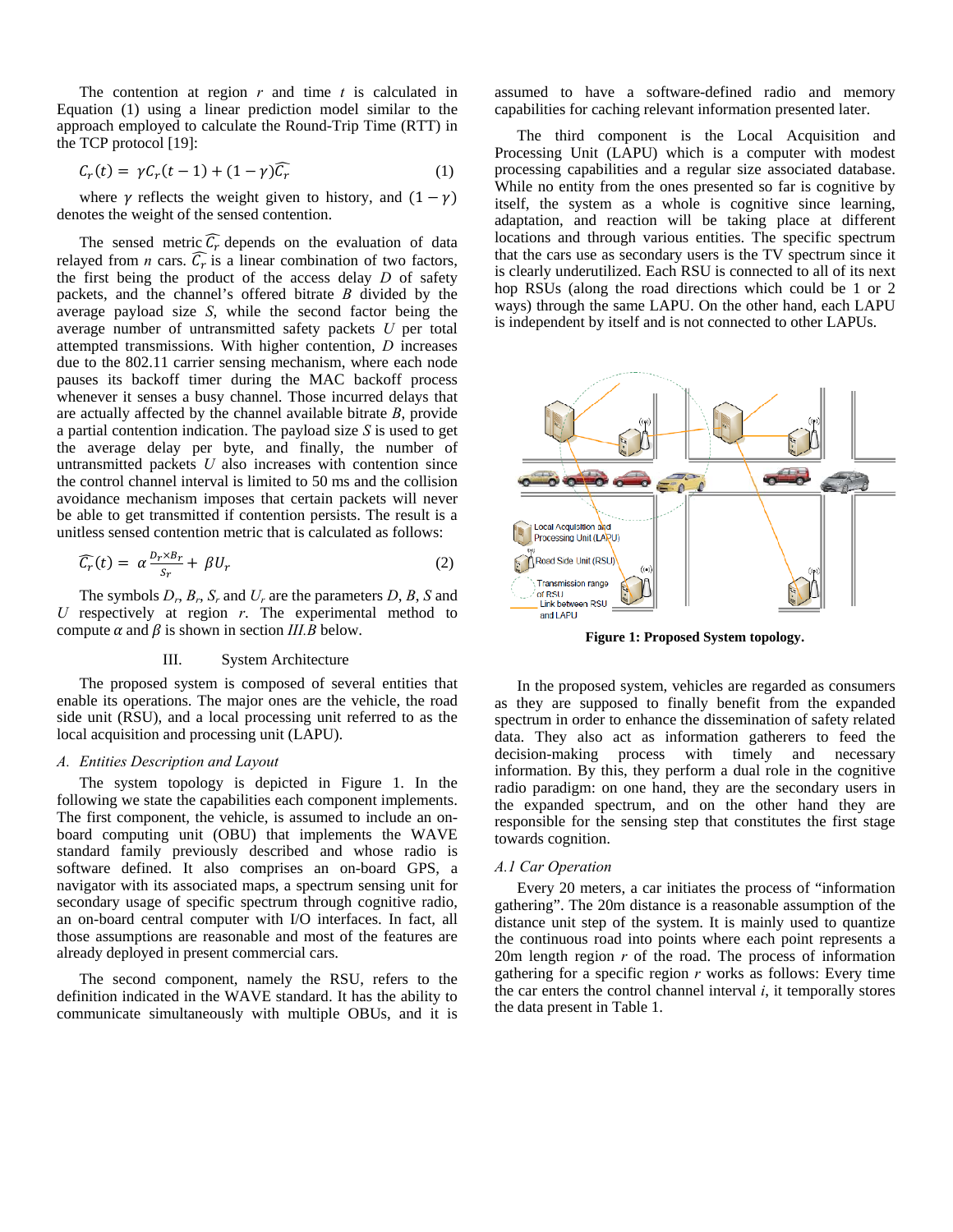The contention at region $r$ and time $t$ is calculated in Equation (1) using a linear prediction model similar to the approach employed to calculate the Round-Trip Time (RTT) in the TCP protocol [19]:

$$C_r(t) = \gamma C_r(t-1) + (1-\gamma)\widehat{C_r} \tag{1}$$

where $\gamma$ reflects the weight given to history, and $(1-\gamma)$ denotes the weight of the sensed contention.

The sensed metric $\widehat{C_r}$ depends on the evaluation of data relayed from $n$ cars. $\widehat{C_r}$ is a linear combination of two factors, the first being the product of the access delay $D$ of safety packets, and the channel's offered bitrate $B$ divided by the average payload size $S$, while the second factor being the average number of untransmitted safety packets $U$ per total attempted transmissions. With higher contention, $D$ increases due to the 802.11 carrier sensing mechanism, where each node pauses its backoff timer during the MAC backoff process whenever it senses a busy channel. Those incurred delays that are actually affected by the channel available bitrate $B$, provide a partial contention indication. The payload size $S$ is used to get the average delay per byte, and finally, the number of untransmitted packets $U$ also increases with contention since the control channel interval is limited to 50 ms and the collision avoidance mechanism imposes that certain packets will never be able to get transmitted if contention persists. The result is a unitless sensed contention metric that is calculated as follows:

$$\widehat{C_r}(t) = \alpha \frac{D_r \times B_r}{S_r} + \beta U_r \tag{2}$$

The symbols $D_r$, $B_r$, $S_r$ and $U_r$ are the parameters $D$, $B$, $S$ and $U$ respectively at region $r$. The experimental method to compute $\alpha$ and $\beta$ is shown in section *III.B* below.

## III. System Architecture

The proposed system is composed of several entities that enable its operations. The major ones are the vehicle, the road side unit (RSU), and a local processing unit referred to as the local acquisition and processing unit (LAPU).

### *A. Entities Description and Layout*

The system topology is depicted in Figure 1. In the following we state the capabilities each component implements. The first component, the vehicle, is assumed to include an on-board computing unit (OBU) that implements the WAVE standard family previously described and whose radio is software defined. It also comprises an on-board GPS, a navigator with its associated maps, a spectrum sensing unit for secondary usage of specific spectrum through cognitive radio, an on-board central computer with I/O interfaces. In fact, all those assumptions are reasonable and most of the features are already deployed in present commercial cars.

The second component, namely the RSU, refers to the definition indicated in the WAVE standard. It has the ability to communicate simultaneously with multiple OBUs, and it is assumed to have a software-defined radio and memory capabilities for caching relevant information presented later.

The third component is the Local Acquisition and Processing Unit (LAPU) which is a computer with modest processing capabilities and a regular size associated database. While no entity from the ones presented so far is cognitive by itself, the system as a whole is cognitive since learning, adaptation, and reaction will be taking place at different locations and through various entities. The specific spectrum that the cars use as secondary users is the TV spectrum since it is clearly underutilized. Each RSU is connected to all of its next hop RSUs (along the road directions which could be 1 or 2 ways) through the same LAPU. On the other hand, each LAPU is independent by itself and is not connected to other LAPUs.

**Figure 1: Proposed System topology.**

In the proposed system, vehicles are regarded as consumers as they are supposed to finally benefit from the expanded spectrum in order to enhance the dissemination of safety related data. They also act as information gatherers to feed the decision-making process with timely and necessary information. By this, they perform a dual role in the cognitive radio paradigm: on one hand, they are the secondary users in the expanded spectrum, and on the other hand they are responsible for the sensing step that constitutes the first stage towards cognition.

### *A.1 Car Operation*

Every 20 meters, a car initiates the process of "information gathering". The 20m distance is a reasonable assumption of the distance unit step of the system. It is mainly used to quantize the continuous road into points where each point represents a 20m length region $r$ of the road. The process of information gathering for a specific region $r$ works as follows: Every time the car enters the control channel interval $i$, it temporally stores the data present in Table 1.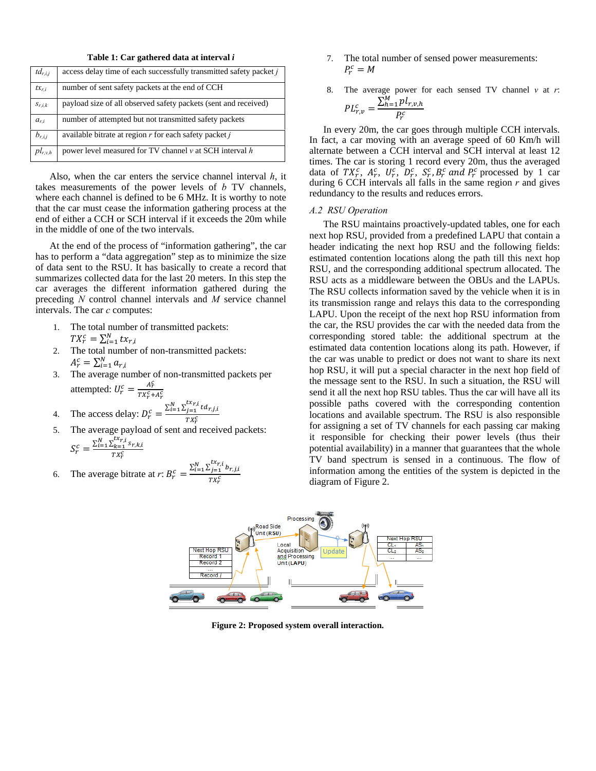**Table 1: Car gathered data at interval *i***

| | |
|---|---|
| $td_{r,i,j}$ | access delay time of each successfully transmitted safety packet *j* |
| $tx_{r,i}$ | number of sent safety packets at the end of CCH |
| $s_{r,i,k}$ | payload size of all observed safety packets (sent and received) |
| $a_{r,i}$ | number of attempted but not transmitted safety packets |
| $b_{r,i,j}$ | available bitrate at region *r* for each safety packet *j* |
| $pl_{r,v,h}$ | power level measured for TV channel *v* at SCH interval *h* |

Also, when the car enters the service channel interval *h*, it takes measurements of the power levels of *b* TV channels, where each channel is defined to be 6 MHz. It is worthy to note that the car must cease the information gathering process at the end of either a CCH or SCH interval if it exceeds the 20m while in the middle of one of the two intervals.

At the end of the process of "information gathering", the car has to perform a "data aggregation" step as to minimize the size of data sent to the RSU. It has basically to create a record that summarizes collected data for the last 20 meters. In this step the car averages the different information gathered during the preceding *N* control channel intervals and *M* service channel intervals. The car *c* computes:

1. The total number of transmitted packets: $TX_r^c = \sum_{i=1}^{N} tx_{r,i}$
2. The total number of non-transmitted packets: $A_r^c = \sum_{i=1}^{N} a_{r,i}$
3. The average number of non-transmitted packets per attempted: $U_r^c = \frac{A_r^c}{TX_r^c + A_r^c}$
4. The access delay: $D_r^c = \frac{\sum_{i=1}^{N} \sum_{j=1}^{tx_{r,i}} td_{r,j,i}}{TX_r^c}$
5. The average payload of sent and received packets: $S_r^c = \frac{\sum_{i=1}^{N} \sum_{k=1}^{tx_{r,i}} s_{r,k,i}}{TX_r^c}$
6. The average bitrate at *r*: $B_r^c = \frac{\sum_{i=1}^{N} \sum_{j=1}^{tx_{r,i}} b_{r,j,i}}{TX_r^c}$
7. The total number of sensed power measurements: $P_r^c = M$
8. The average power for each sensed TV channel *v* at *r*: $PL_{r,v}^c = \frac{\sum_{h=1}^{M} pl_{r,v,h}}{P_r^c}$

In every 20m, the car goes through multiple CCH intervals. In fact, a car moving with an average speed of 60 Km/h will alternate between a CCH interval and SCH interval at least 12 times. The car is storing 1 record every 20m, thus the averaged data of $TX_r^c$, $A_r^c$, $U_r^c$, $D_r^c$, $S_r^c, B_r^c$ *and* $P_r^c$ processed by 1 car during 6 CCH intervals all falls in the same region *r* and gives redundancy to the results and reduces errors.

### *A.2 RSU Operation*

The RSU maintains proactively-updated tables, one for each next hop RSU, provided from a predefined LAPU that contain a header indicating the next hop RSU and the following fields: estimated contention locations along the path till this next hop RSU, and the corresponding additional spectrum allocated. The RSU acts as a middleware between the OBUs and the LAPUs. The RSU collects information saved by the vehicle when it is in its transmission range and relays this data to the corresponding LAPU. Upon the receipt of the next hop RSU information from the car, the RSU provides the car with the needed data from the corresponding stored table: the additional spectrum at the estimated data contention locations along its path. However, if the car was unable to predict or does not want to share its next hop RSU, it will put a special character in the next hop field of the message sent to the RSU. In such a situation, the RSU will send it all the next hop RSU tables. Thus the car will have all its possible paths covered with the corresponding contention locations and available spectrum. The RSU is also responsible for assigning a set of TV channels for each passing car making it responsible for checking their power levels (thus their potential availability) in a manner that guarantees that the whole TV band spectrum is sensed in a continuous. The flow of information among the entities of the system is depicted in the diagram of Figure 2.

**Figure 2: Proposed system overall interaction.**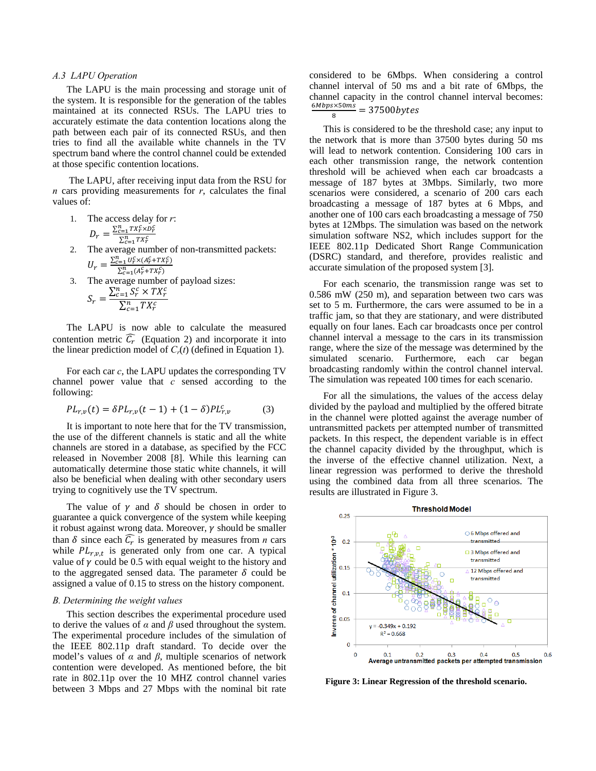### A.3 LAPU Operation

The LAPU is the main processing and storage unit of the system. It is responsible for the generation of the tables maintained at its connected RSUs. The LAPU tries to accurately estimate the data contention locations along the path between each pair of its connected RSUs, and then tries to find all the available white channels in the TV spectrum band where the control channel could be extended at those specific contention locations.

The LAPU, after receiving input data from the RSU for *n* cars providing measurements for *r*, calculates the final values of:

1. The access delay for *r*: $D_r = \frac{\sum_{c=1}^{n} TX_r^c \times D_r^c}{\sum_{c=1}^{n} TX_r^c}$
2. The average number of non-transmitted packets: $U_r = \frac{\sum_{c=1}^{n} U_r^c \times (A_r^c + TX_r^c)}{\sum_{c=1}^{n} (A_r^c + TX_r^c)}$
3. The average number of payload sizes: $S_r = \frac{\sum_{c=1}^{n} S_r^c \times TX_r^c}{\sum_{c=1}^{n} TX_r^c}$

The LAPU is now able to calculate the measured contention metric $\widehat{C_r}$ (Equation 2) and incorporate it into the linear prediction model of $C_r(t)$ (defined in Equation 1).

For each car *c*, the LAPU updates the corresponding TV channel power value that *c* sensed according to the following:

$$PL_{r,v}(t) = \delta PL_{r,v}(t-1) + (1-\delta) PL_{r,v}^c \tag{3}$$

It is important to note here that for the TV transmission, the use of the different channels is static and all the white channels are stored in a database, as specified by the FCC released in November 2008 [8]. While this learning can automatically determine those static white channels, it will also be beneficial when dealing with other secondary users trying to cognitively use the TV spectrum.

The value of $\gamma$ and $\delta$ should be chosen in order to guarantee a quick convergence of the system while keeping it robust against wrong data. Moreover, $\gamma$ should be smaller than $\delta$ since each $\widehat{C_r}$ is generated by measures from *n* cars while $PL_{r,v,t}$ is generated only from one car. A typical value of $\gamma$ could be 0.5 with equal weight to the history and to the aggregated sensed data. The parameter $\delta$ could be assigned a value of 0.15 to stress on the history component.

### B. Determining the weight values

This section describes the experimental procedure used to derive the values of $\alpha$ and $\beta$ used throughout the system. The experimental procedure includes of the simulation of the IEEE 802.11p draft standard. To decide over the model's values of $\alpha$ and $\beta$, multiple scenarios of network contention were developed. As mentioned before, the bit rate in 802.11p over the 10 MHZ control channel varies between 3 Mbps and 27 Mbps with the nominal bit rate considered to be 6Mbps. When considering a control channel interval of 50 ms and a bit rate of 6Mbps, the channel capacity in the control channel interval becomes: $\frac{6Mbps \times 50ms}{8} = 37500 bytes$

This is considered to be the threshold case; any input to the network that is more than 37500 bytes during 50 ms will lead to network contention. Considering 100 cars in each other transmission range, the network contention threshold will be achieved when each car broadcasts a message of 187 bytes at 3Mbps. Similarly, two more scenarios were considered, a scenario of 200 cars each broadcasting a message of 187 bytes at 6 Mbps, and another one of 100 cars each broadcasting a message of 750 bytes at 12Mbps. The simulation was based on the network simulation software NS2, which includes support for the IEEE 802.11p Dedicated Short Range Communication (DSRC) standard, and therefore, provides realistic and accurate simulation of the proposed system [3].

For each scenario, the transmission range was set to 0.586 mW (250 m), and separation between two cars was set to 5 m. Furthermore, the cars were assumed to be in a traffic jam, so that they are stationary, and were distributed equally on four lanes. Each car broadcasts once per control channel interval a message to the cars in its transmission range, where the size of the message was determined by the simulated scenario. Furthermore, each car began broadcasting randomly within the control channel interval. The simulation was repeated 100 times for each scenario.

For all the simulations, the values of the access delay divided by the payload and multiplied by the offered bitrate in the channel were plotted against the average number of untransmitted packets per attempted number of transmitted packets. In this respect, the dependent variable is in effect the channel capacity divided by the throughput, which is the inverse of the effective channel utilization. Next, a linear regression was performed to derive the threshold using the combined data from all three scenarios. The results are illustrated in Figure 3.

**Figure 3: Linear Regression of the threshold scenario.**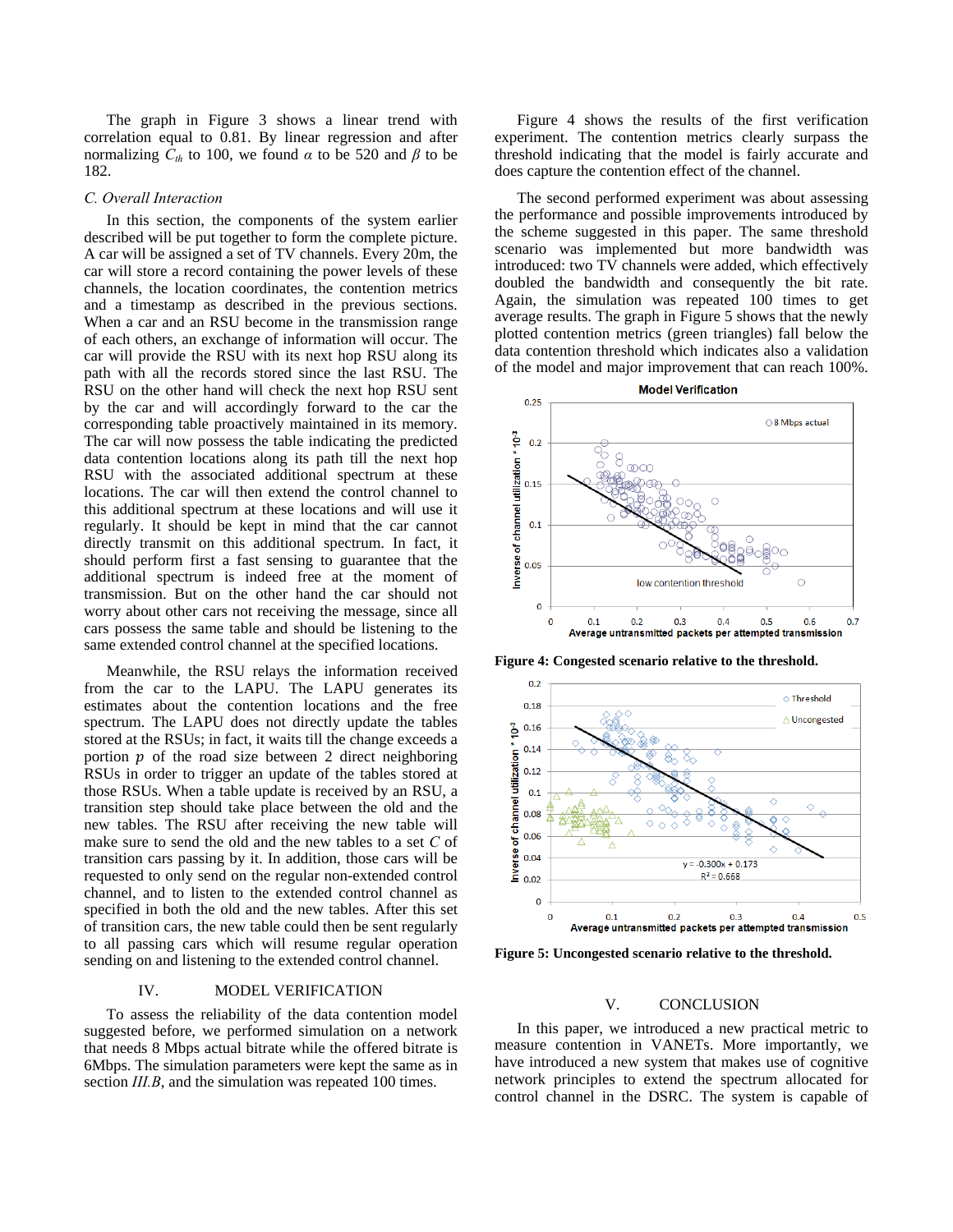The graph in Figure 3 shows a linear trend with correlation equal to 0.81. By linear regression and after normalizing $C_{th}$ to 100, we found $\alpha$ to be 520 and $\beta$ to be 182.

### *C. Overall Interaction*

In this section, the components of the system earlier described will be put together to form the complete picture. A car will be assigned a set of TV channels. Every 20m, the car will store a record containing the power levels of these channels, the location coordinates, the contention metrics and a timestamp as described in the previous sections. When a car and an RSU become in the transmission range of each others, an exchange of information will occur. The car will provide the RSU with its next hop RSU along its path with all the records stored since the last RSU. The RSU on the other hand will check the next hop RSU sent by the car and will accordingly forward to the car the corresponding table proactively maintained in its memory. The car will now possess the table indicating the predicted data contention locations along its path till the next hop RSU with the associated additional spectrum at these locations. The car will then extend the control channel to this additional spectrum at these locations and will use it regularly. It should be kept in mind that the car cannot directly transmit on this additional spectrum. In fact, it should perform first a fast sensing to guarantee that the additional spectrum is indeed free at the moment of transmission. But on the other hand the car should not worry about other cars not receiving the message, since all cars possess the same table and should be listening to the same extended control channel at the specified locations.

Meanwhile, the RSU relays the information received from the car to the LAPU. The LAPU generates its estimates about the contention locations and the free spectrum. The LAPU does not directly update the tables stored at the RSUs; in fact, it waits till the change exceeds a portion $p$ of the road size between 2 direct neighboring RSUs in order to trigger an update of the tables stored at those RSUs. When a table update is received by an RSU, a transition step should take place between the old and the new tables. The RSU after receiving the new table will make sure to send the old and the new tables to a set $C$ of transition cars passing by it. In addition, those cars will be requested to only send on the regular non-extended control channel, and to listen to the extended control channel as specified in both the old and the new tables. After this set of transition cars, the new table could then be sent regularly to all passing cars which will resume regular sending on and listening to the extended control channel.

## IV. MODEL VERIFICATION

To assess the reliability of the data contention model suggested before, we performed simulation on a network that needs 8 Mbps actual bitrate while the offered bitrate is 6Mbps. The simulation parameters were kept the same as in section *III.B*, and the simulation was repeated 100 times.

Figure 4 shows the results of the first verification experiment. The contention metrics clearly surpass the threshold indicating that the model is fairly accurate and does capture the contention effect of the channel.

The second performed experiment was about assessing the performance and possible improvements introduced by the scheme suggested in this paper. The same threshold scenario was implemented but more bandwidth was introduced: two TV channels were added, which effectively doubled the bandwidth and consequently the bit rate. Again, the simulation was repeated 100 times to get average results. The graph in Figure 5 shows that the newly plotted contention metrics (green triangles) fall below the data contention threshold which indicates also a validation of the model and major improvement that can reach 100%.

Model Verification

8 Mbps actual

low contention threshold

Inverse of channel utilization * 10^-3

Average untransmitted packets per attempted transmission

0, 0.05, 0.1, 0.15, 0.2, 0.25

0, 0.1, 0.2, 0.3, 0.4, 0.5, 0.6, 0.7

**Figure 4: Congested scenario relative to the threshold.**

Threshold

Uncongested

y = -0.300x + 0.173

R² = 0.668

Inverse of channel utilization * 10^-3

Average untransmitted packets per attempted transmission

0, 0.02, 0.04, 0.06, 0.08, 0.1, 0.12, 0.14, 0.16, 0.18, 0.2

0, 0.1, 0.2, 0.3, 0.4, 0.5

**Figure 5: Uncongested scenario relative to the threshold.**

## V. CONCLUSION

In this paper, we introduced a new practical metric to measure contention in VANETs. More importantly, we have introduced a new system that makes use of cognitive network principles to extend the spectrum allocated for control channel in the DSRC. The system is capable of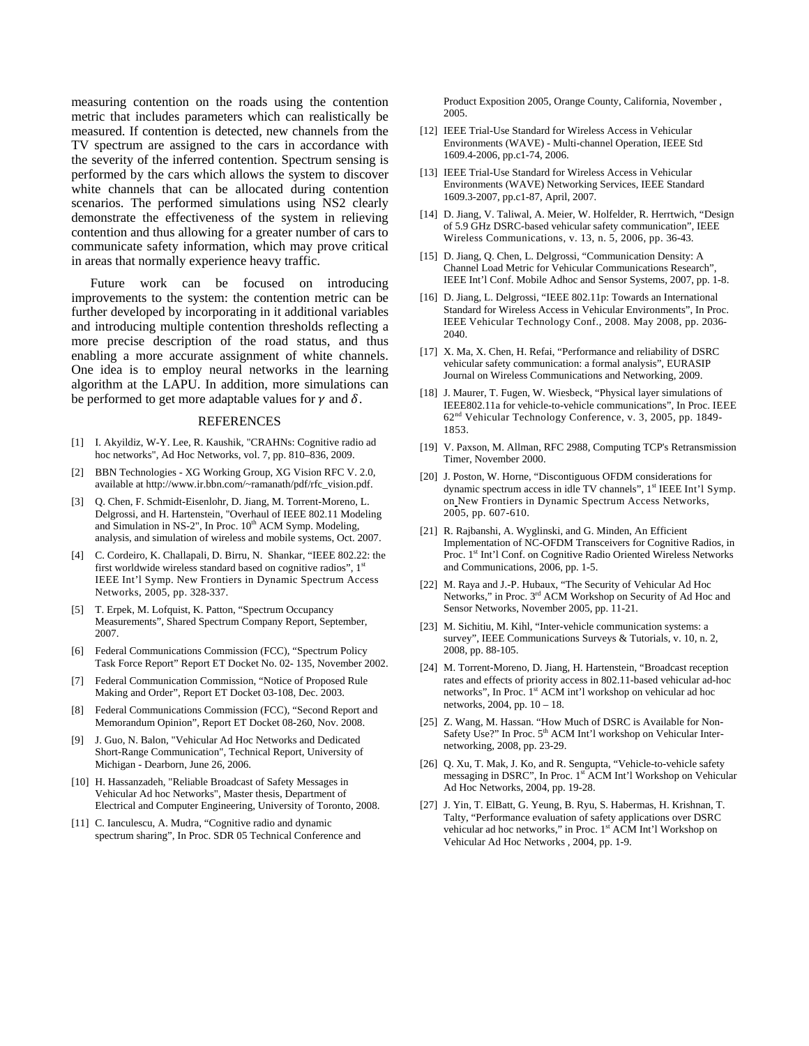measuring contention on the roads using the contention metric that includes parameters which can realistically be measured. If contention is detected, new channels from the TV spectrum are assigned to the cars in accordance with the severity of the inferred contention. Spectrum sensing is performed by the cars which allows the system to discover white channels that can be allocated during contention scenarios. The performed simulations using NS2 clearly demonstrate the effectiveness of the system in relieving contention and thus allowing for a greater number of cars to communicate safety information, which may prove critical in areas that normally experience heavy traffic.

Future work can be focused on introducing improvements to the system: the contention metric can be further developed by incorporating in it additional variables and introducing multiple contention thresholds reflecting a more precise description of the road status, and thus enabling a more accurate assignment of white channels. One idea is to employ neural networks in the learning algorithm at the LAPU. In addition, more simulations can be performed to get more adaptable values for $\gamma$ and $\delta$.

## REFERENCES

[1] I. Akyildiz, W-Y. Lee, R. Kaushik, "CRAHNs: Cognitive radio ad hoc networks", Ad Hoc Networks, vol. 7, pp. 810–836, 2009.

[2] BBN Technologies - XG Working Group, XG Vision RFC V. 2.0, available at http://www.ir.bbn.com/~ramanath/pdf/rfc_vision.pdf.

[3] Q. Chen, F. Schmidt-Eisenlohr, D. Jiang, M. Torrent-Moreno, L. Delgrossi, and H. Hartenstein, "Overhaul of IEEE 802.11 Modeling and Simulation in NS-2", In Proc. 10th ACM Symp. Modeling, analysis, and simulation of wireless and mobile systems, Oct. 2007.

[4] C. Cordeiro, K. Challapali, D. Birru, N. Shankar, "IEEE 802.22: the first worldwide wireless standard based on cognitive radios", 1st IEEE Int'l Symp. New Frontiers in Dynamic Spectrum Access Networks, 2005, pp. 328-337.

[5] T. Erpek, M. Lofquist, K. Patton, "Spectrum Occupancy Measurements", Shared Spectrum Company Report, September, 2007.

[6] Federal Communications Commission (FCC), "Spectrum Policy Task Force Report" Report ET Docket No. 02- 135, November 2002.

[7] Federal Communication Commission, "Notice of Proposed Rule Making and Order", Report ET Docket 03-108, Dec. 2003.

[8] Federal Communications Commission (FCC), "Second Report and Memorandum Opinion", Report ET Docket 08-260, Nov. 2008.

[9] J. Guo, N. Balon, "Vehicular Ad Hoc Networks and Dedicated Short-Range Communication", Technical Report, University of Michigan - Dearborn, June 26, 2006.

[10] H. Hassanzadeh, "Reliable Broadcast of Safety Messages in Vehicular Ad hoc Networks", Master thesis, Department of Electrical and Computer Engineering, University of Toronto, 2008.

[11] C. Ianculescu, A. Mudra, "Cognitive radio and dynamic spectrum sharing", In Proc. SDR 05 Technical Conference and Product Exposition 2005, Orange County, California, November , 2005.

[12] IEEE Trial-Use Standard for Wireless Access in Vehicular Environments (WAVE) - Multi-channel Operation, IEEE Std 1609.4-2006, pp.c1-74, 2006.

[13] IEEE Trial-Use Standard for Wireless Access in Vehicular Environments (WAVE) Networking Services, IEEE Standard 1609.3-2007, pp.c1-87, April, 2007.

[14] D. Jiang, V. Taliwal, A. Meier, W. Holfelder, R. Herrtwich, "Design of 5.9 GHz DSRC-based vehicular safety communication", IEEE Wireless Communications, v. 13, n. 5, 2006, pp. 36-43.

[15] D. Jiang, Q. Chen, L. Delgrossi, "Communication Density: A Channel Load Metric for Vehicular Communications Research", IEEE Int'l Conf. Mobile Adhoc and Sensor Systems, 2007, pp. 1-8.

[16] D. Jiang, L. Delgrossi, "IEEE 802.11p: Towards an International Standard for Wireless Access in Vehicular Environments", In Proc. IEEE Vehicular Technology Conf., 2008. May 2008, pp. 2036-2040.

[17] X. Ma, X. Chen, H. Refai, "Performance and reliability of DSRC vehicular safety communication: a formal analysis", EURASIP Journal on Wireless Communications and Networking, 2009.

[18] J. Maurer, T. Fugen, W. Wiesbeck, "Physical layer simulations of IEEE802.11a for vehicle-to-vehicle communications", In Proc. IEEE 62nd Vehicular Technology Conference, v. 3, 2005, pp. 1849-1853.

[19] V. Paxson, M. Allman, RFC 2988, Computing TCP's Retransmission Timer, November 2000.

[20] J. Poston, W. Horne, "Discontiguous OFDM considerations for dynamic spectrum access in idle TV channels", 1st IEEE Int'l Symp. on New Frontiers in Dynamic Spectrum Access Networks, 2005, pp. 607-610.

[21] R. Rajbanshi, A. Wyglinski, and G. Minden, An Efficient Implementation of NC-OFDM Transceivers for Cognitive Radios, in Proc. 1st Int'l Conf. on Cognitive Radio Oriented Wireless Networks and Communications, 2006, pp. 1-5.

[22] M. Raya and J.-P. Hubaux, "The Security of Vehicular Ad Hoc Networks," in Proc. 3rd ACM Workshop on Security of Ad Hoc and Sensor Networks, November 2005, pp. 11-21.

[23] M. Sichitiu, M. Kihl, "Inter-vehicle communication systems: a survey", IEEE Communications Surveys & Tutorials, v. 10, n. 2, 2008, pp. 88-105.

[24] M. Torrent-Moreno, D. Jiang, H. Hartenstein, "Broadcast reception rates and effects of priority access in 802.11-based vehicular ad-hoc networks", In Proc. 1st ACM int'l workshop on vehicular ad hoc networks, 2004, pp. 10 – 18.

[25] Z. Wang, M. Hassan. "How Much of DSRC is Available for Non-Safety Use?" In Proc. 5th ACM Int'l workshop on Vehicular Inter-networking, 2008, pp. 23-29.

[26] Q. Xu, T. Mak, J. Ko, and R. Sengupta, "Vehicle-to-vehicle safety messaging in DSRC", In Proc. 1st ACM Int'l Workshop on Vehicular Ad Hoc Networks, 2004, pp. 19-28.

[27] J. Yin, T. ElBatt, G. Yeung, B. Ryu, S. Habermas, H. Krishnan, T. Talty, "Performance evaluation of safety applications over DSRC vehicular ad hoc networks," in Proc. 1st ACM Int'l Workshop on Vehicular Ad Hoc Networks , 2004, pp. 1-9.